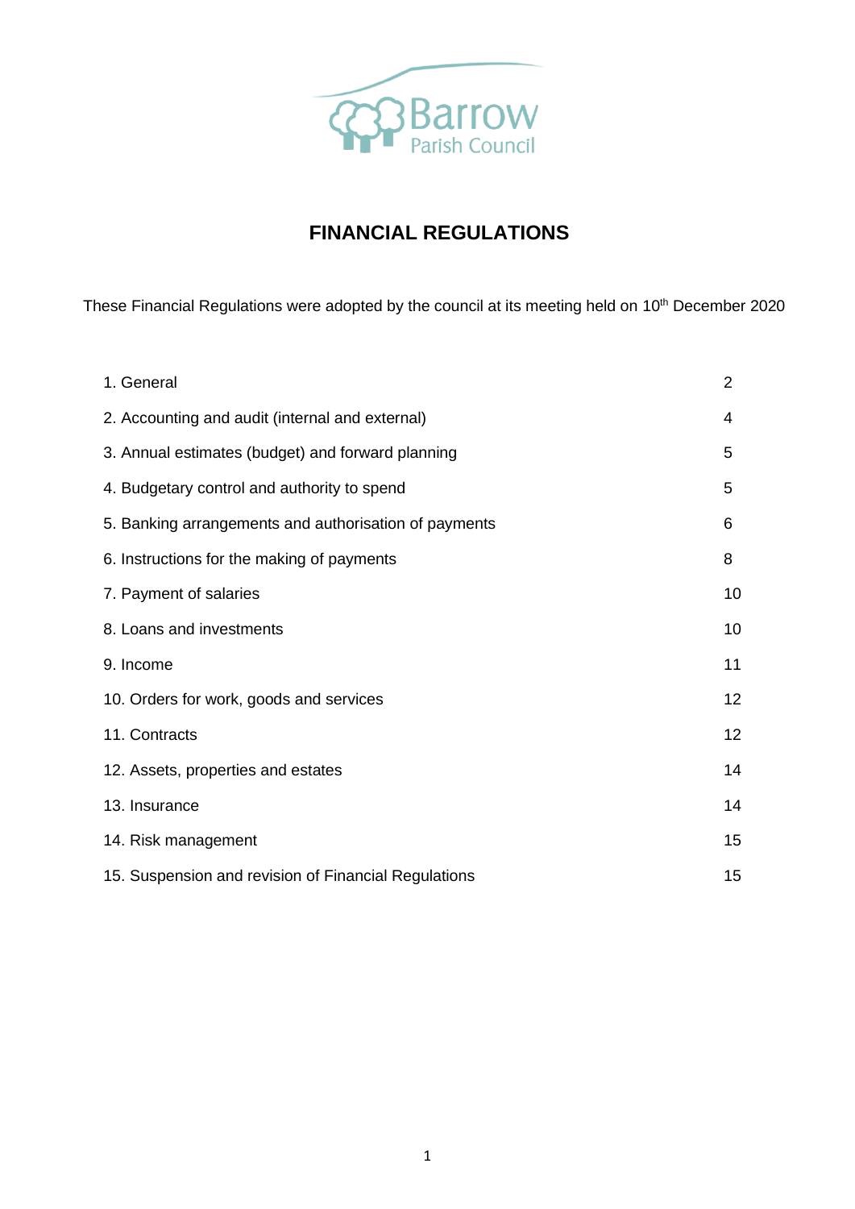Barrow
Parish Council

# FINANCIAL REGULATIONS

These Financial Regulations were adopted by the council at its meeting held on 10th December 2020

| | |
|---|---|
| 1. General | 2 |
| 2. Accounting and audit (internal and external) | 4 |
| 3. Annual estimates (budget) and forward planning | 5 |
| 4. Budgetary control and authority to spend | 5 |
| 5. Banking arrangements and authorisation of payments | 6 |
| 6. Instructions for the making of payments | 8 |
| 7. Payment of salaries | 10 |
| 8. Loans and investments | 10 |
| 9. Income | 11 |
| 10. Orders for work, goods and services | 12 |
| 11. Contracts | 12 |
| 12. Assets, properties and estates | 14 |
| 13. Insurance | 14 |
| 14. Risk management | 15 |
| 15. Suspension and revision of Financial Regulations | 15 |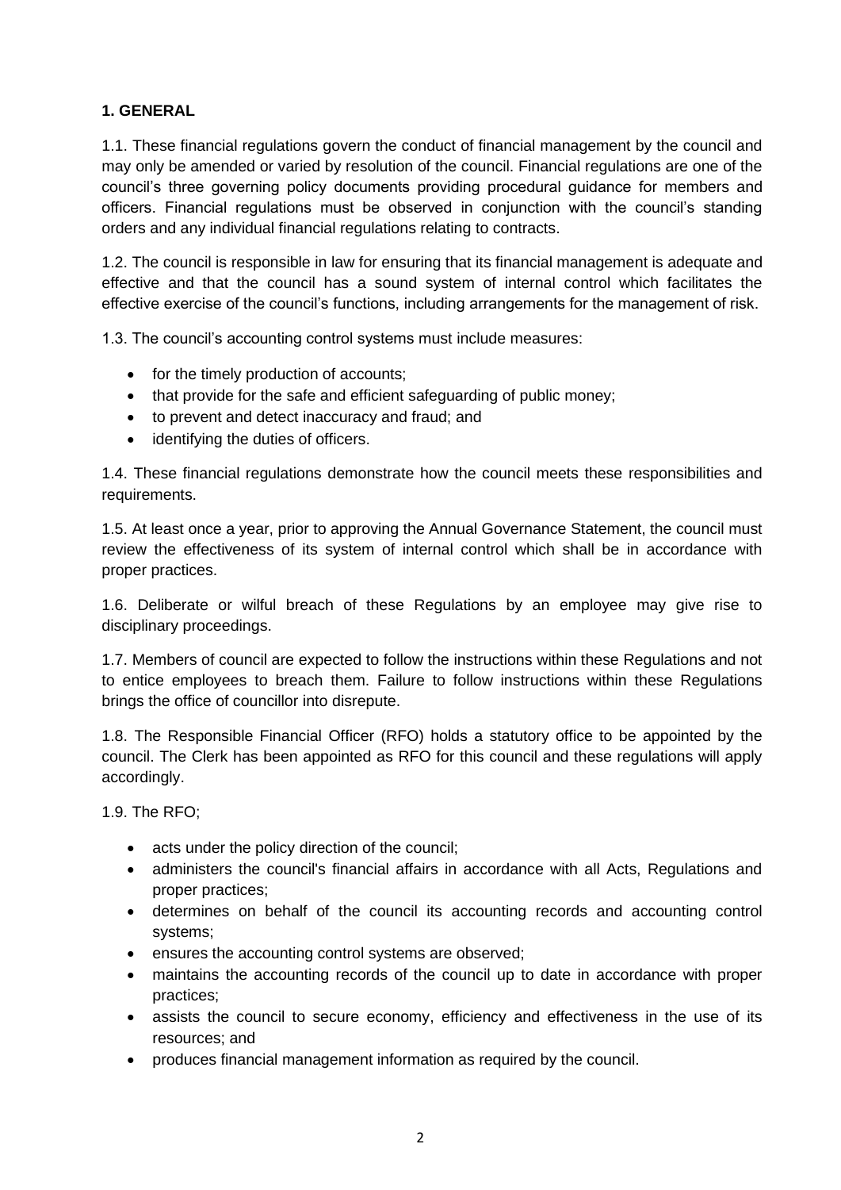**1. GENERAL**

1.1. These financial regulations govern the conduct of financial management by the council and may only be amended or varied by resolution of the council. Financial regulations are one of the council's three governing policy documents providing procedural guidance for members and officers. Financial regulations must be observed in conjunction with the council's standing orders and any individual financial regulations relating to contracts.

1.2. The council is responsible in law for ensuring that its financial management is adequate and effective and that the council has a sound system of internal control which facilitates the effective exercise of the council's functions, including arrangements for the management of risk.

1.3. The council's accounting control systems must include measures:

- for the timely production of accounts;
- that provide for the safe and efficient safeguarding of public money;
- to prevent and detect inaccuracy and fraud; and
- identifying the duties of officers.

1.4. These financial regulations demonstrate how the council meets these responsibilities and requirements.

1.5. At least once a year, prior to approving the Annual Governance Statement, the council must review the effectiveness of its system of internal control which shall be in accordance with proper practices.

1.6. Deliberate or wilful breach of these Regulations by an employee may give rise to disciplinary proceedings.

1.7. Members of council are expected to follow the instructions within these Regulations and not to entice employees to breach them. Failure to follow instructions within these Regulations brings the office of councillor into disrepute.

1.8. The Responsible Financial Officer (RFO) holds a statutory office to be appointed by the council. The Clerk has been appointed as RFO for this council and these regulations will apply accordingly.

1.9. The RFO;

- acts under the policy direction of the council;
- administers the council's financial affairs in accordance with all Acts, Regulations and proper practices;
- determines on behalf of the council its accounting records and accounting control systems;
- ensures the accounting control systems are observed;
- maintains the accounting records of the council up to date in accordance with proper practices;
- assists the council to secure economy, efficiency and effectiveness in the use of its resources; and
- produces financial management information as required by the council.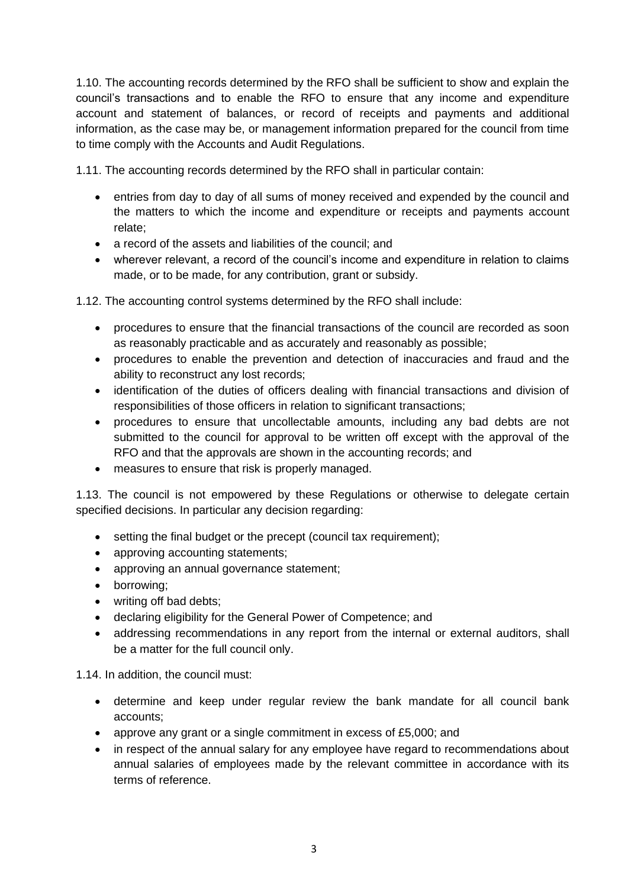1.10. The accounting records determined by the RFO shall be sufficient to show and explain the council's transactions and to enable the RFO to ensure that any income and expenditure account and statement of balances, or record of receipts and payments and additional information, as the case may be, or management information prepared for the council from time to time comply with the Accounts and Audit Regulations.

1.11. The accounting records determined by the RFO shall in particular contain:

- entries from day to day of all sums of money received and expended by the council and the matters to which the income and expenditure or receipts and payments account relate;
- a record of the assets and liabilities of the council; and
- wherever relevant, a record of the council's income and expenditure in relation to claims made, or to be made, for any contribution, grant or subsidy.

1.12. The accounting control systems determined by the RFO shall include:

- procedures to ensure that the financial transactions of the council are recorded as soon as reasonably practicable and as accurately and reasonably as possible;
- procedures to enable the prevention and detection of inaccuracies and fraud and the ability to reconstruct any lost records;
- identification of the duties of officers dealing with financial transactions and division of responsibilities of those officers in relation to significant transactions;
- procedures to ensure that uncollectable amounts, including any bad debts are not submitted to the council for approval to be written off except with the approval of the RFO and that the approvals are shown in the accounting records; and
- measures to ensure that risk is properly managed.

1.13. The council is not empowered by these Regulations or otherwise to delegate certain specified decisions. In particular any decision regarding:

- setting the final budget or the precept (council tax requirement);
- approving accounting statements;
- approving an annual governance statement;
- borrowing;
- writing off bad debts;
- declaring eligibility for the General Power of Competence; and
- addressing recommendations in any report from the internal or external auditors, shall be a matter for the full council only.

1.14. In addition, the council must:

- determine and keep under regular review the bank mandate for all council bank accounts;
- approve any grant or a single commitment in excess of £5,000; and
- in respect of the annual salary for any employee have regard to recommendations about annual salaries of employees made by the relevant committee in accordance with its terms of reference.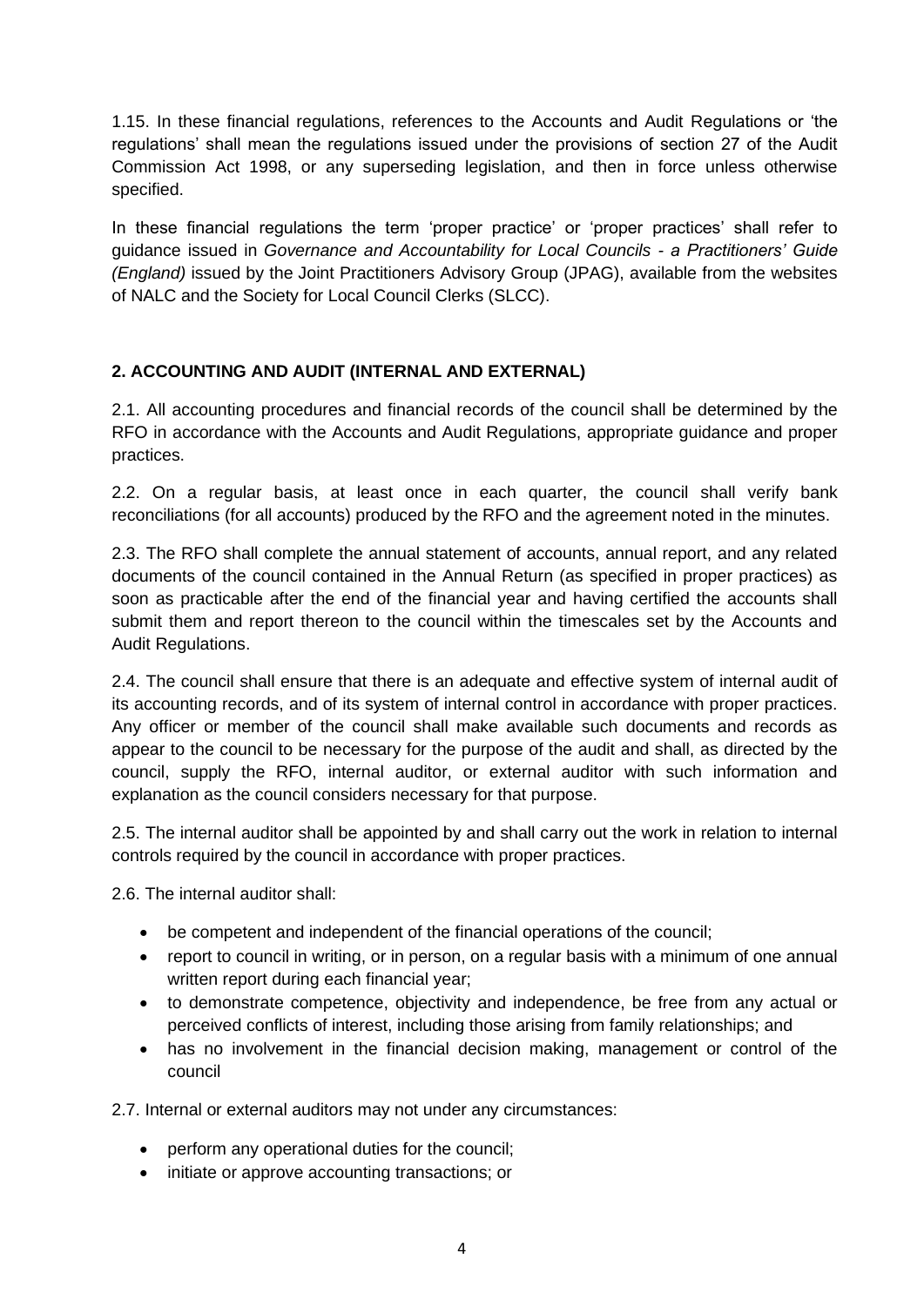1.15. In these financial regulations, references to the Accounts and Audit Regulations or 'the regulations' shall mean the regulations issued under the provisions of section 27 of the Audit Commission Act 1998, or any superseding legislation, and then in force unless otherwise specified.

In these financial regulations the term 'proper practice' or 'proper practices' shall refer to guidance issued in *Governance and Accountability for Local Councils - a Practitioners' Guide (England)* issued by the Joint Practitioners Advisory Group (JPAG), available from the websites of NALC and the Society for Local Council Clerks (SLCC).

## 2. ACCOUNTING AND AUDIT (INTERNAL AND EXTERNAL)

2.1. All accounting procedures and financial records of the council shall be determined by the RFO in accordance with the Accounts and Audit Regulations, appropriate guidance and proper practices.

2.2. On a regular basis, at least once in each quarter, the council shall verify bank reconciliations (for all accounts) produced by the RFO and the agreement noted in the minutes.

2.3. The RFO shall complete the annual statement of accounts, annual report, and any related documents of the council contained in the Annual Return (as specified in proper practices) as soon as practicable after the end of the financial year and having certified the accounts shall submit them and report thereon to the council within the timescales set by the Accounts and Audit Regulations.

2.4. The council shall ensure that there is an adequate and effective system of internal audit of its accounting records, and of its system of internal control in accordance with proper practices. Any officer or member of the council shall make available such documents and records as appear to the council to be necessary for the purpose of the audit and shall, as directed by the council, supply the RFO, internal auditor, or external auditor with such information and explanation as the council considers necessary for that purpose.

2.5. The internal auditor shall be appointed by and shall carry out the work in relation to internal controls required by the council in accordance with proper practices.

2.6. The internal auditor shall:

- be competent and independent of the financial operations of the council;
- report to council in writing, or in person, on a regular basis with a minimum of one annual written report during each financial year;
- to demonstrate competence, objectivity and independence, be free from any actual or perceived conflicts of interest, including those arising from family relationships; and
- has no involvement in the financial decision making, management or control of the council

2.7. Internal or external auditors may not under any circumstances:

- perform any operational duties for the council;
- initiate or approve accounting transactions; or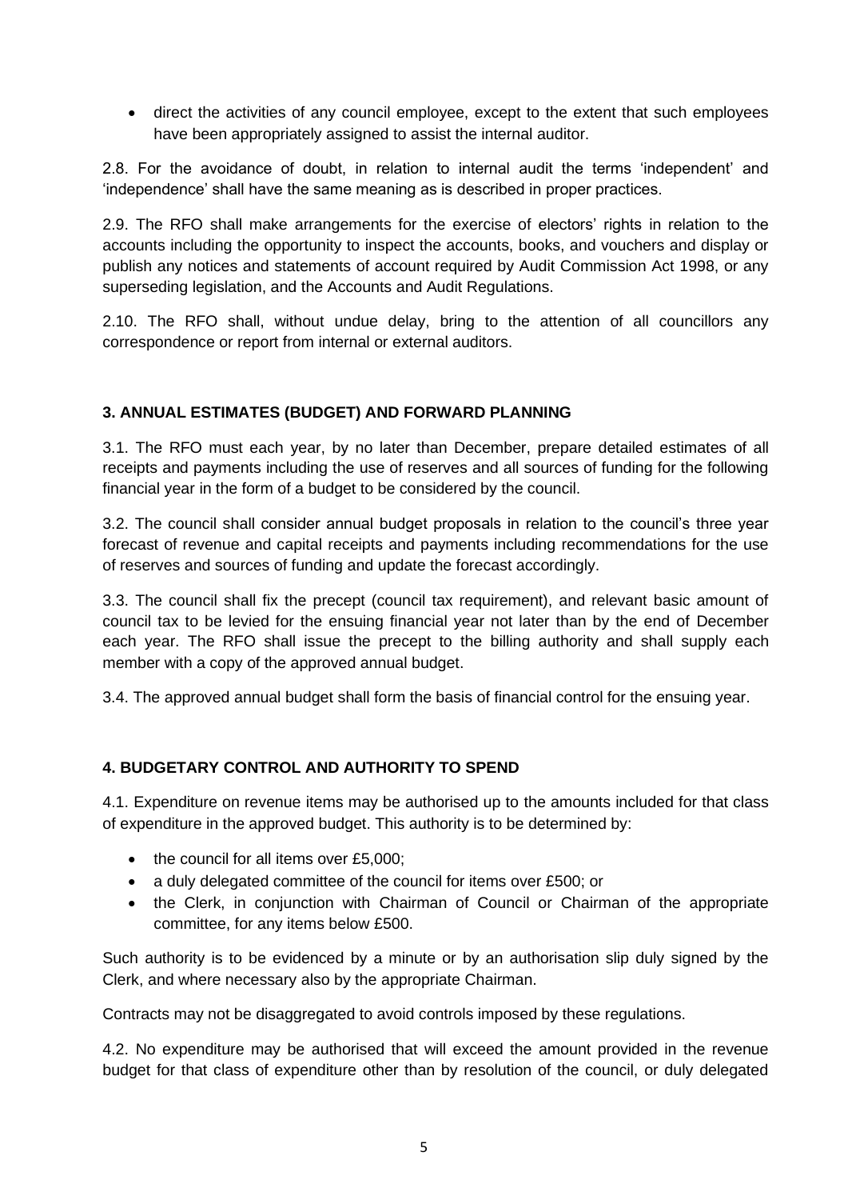- direct the activities of any council employee, except to the extent that such employees have been appropriately assigned to assist the internal auditor.

2.8. For the avoidance of doubt, in relation to internal audit the terms 'independent' and 'independence' shall have the same meaning as is described in proper practices.

2.9. The RFO shall make arrangements for the exercise of electors' rights in relation to the accounts including the opportunity to inspect the accounts, books, and vouchers and display or publish any notices and statements of account required by Audit Commission Act 1998, or any superseding legislation, and the Accounts and Audit Regulations.

2.10. The RFO shall, without undue delay, bring to the attention of all councillors any correspondence or report from internal or external auditors.

### 3. ANNUAL ESTIMATES (BUDGET) AND FORWARD PLANNING

3.1. The RFO must each year, by no later than December, prepare detailed estimates of all receipts and payments including the use of reserves and all sources of funding for the following financial year in the form of a budget to be considered by the council.

3.2. The council shall consider annual budget proposals in relation to the council's three year forecast of revenue and capital receipts and payments including recommendations for the use of reserves and sources of funding and update the forecast accordingly.

3.3. The council shall fix the precept (council tax requirement), and relevant basic amount of council tax to be levied for the ensuing financial year not later than by the end of December each year. The RFO shall issue the precept to the billing authority and shall supply each member with a copy of the approved annual budget.

3.4. The approved annual budget shall form the basis of financial control for the ensuing year.

### 4. BUDGETARY CONTROL AND AUTHORITY TO SPEND

4.1. Expenditure on revenue items may be authorised up to the amounts included for that class of expenditure in the approved budget. This authority is to be determined by:

- the council for all items over £5,000;
- a duly delegated committee of the council for items over £500; or
- the Clerk, in conjunction with Chairman of Council or Chairman of the appropriate committee, for any items below £500.

Such authority is to be evidenced by a minute or by an authorisation slip duly signed by the Clerk, and where necessary also by the appropriate Chairman.

Contracts may not be disaggregated to avoid controls imposed by these regulations.

4.2. No expenditure may be authorised that will exceed the amount provided in the revenue budget for that class of expenditure other than by resolution of the council, or duly delegated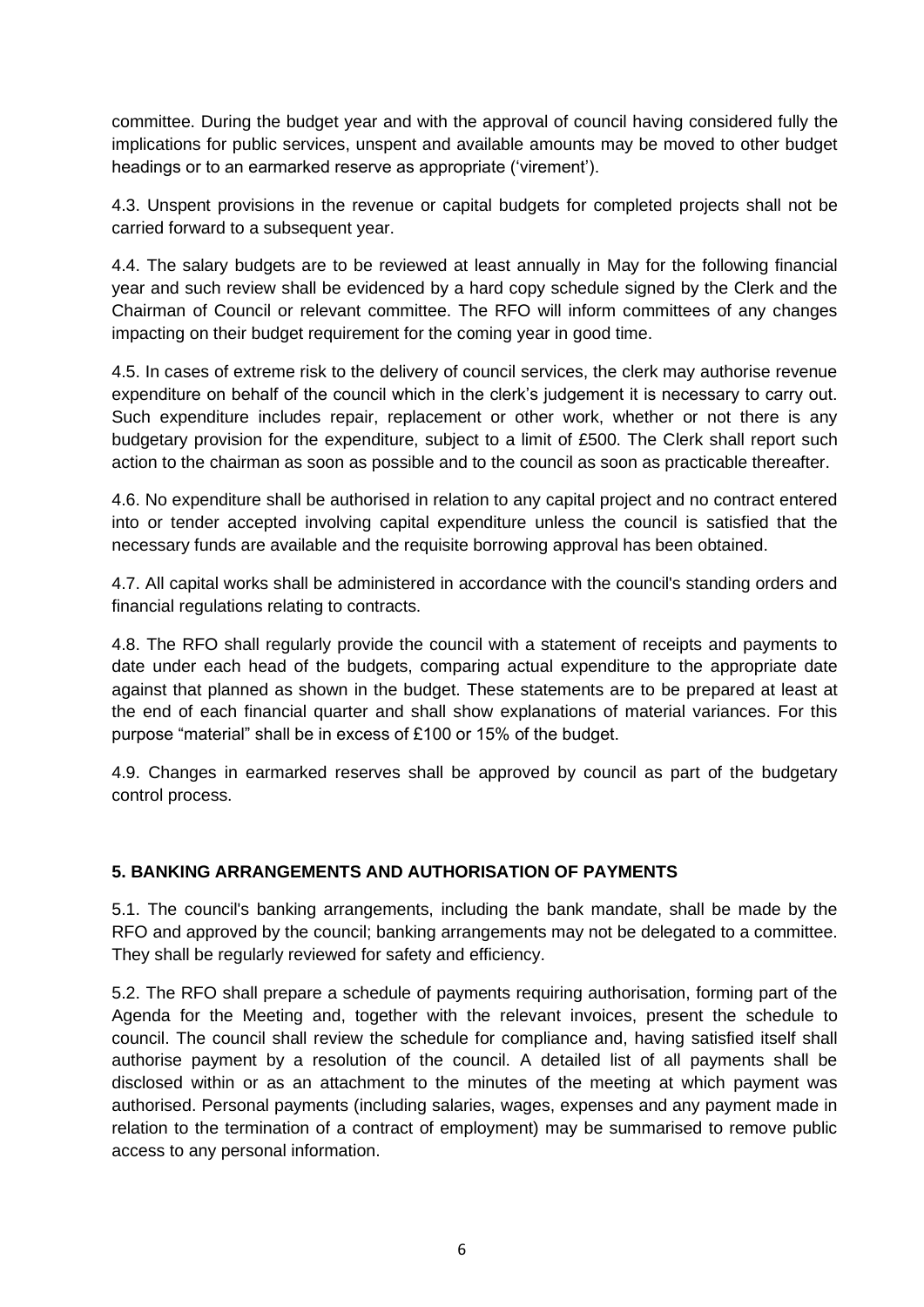committee. During the budget year and with the approval of council having considered fully the implications for public services, unspent and available amounts may be moved to other budget headings or to an earmarked reserve as appropriate ('virement').

4.3. Unspent provisions in the revenue or capital budgets for completed projects shall not be carried forward to a subsequent year.

4.4. The salary budgets are to be reviewed at least annually in May for the following financial year and such review shall be evidenced by a hard copy schedule signed by the Clerk and the Chairman of Council or relevant committee. The RFO will inform committees of any changes impacting on their budget requirement for the coming year in good time.

4.5. In cases of extreme risk to the delivery of council services, the clerk may authorise revenue expenditure on behalf of the council which in the clerk's judgement it is necessary to carry out. Such expenditure includes repair, replacement or other work, whether or not there is any budgetary provision for the expenditure, subject to a limit of £500. The Clerk shall report such action to the chairman as soon as possible and to the council as soon as practicable thereafter.

4.6. No expenditure shall be authorised in relation to any capital project and no contract entered into or tender accepted involving capital expenditure unless the council is satisfied that the necessary funds are available and the requisite borrowing approval has been obtained.

4.7. All capital works shall be administered in accordance with the council's standing orders and financial regulations relating to contracts.

4.8. The RFO shall regularly provide the council with a statement of receipts and payments to date under each head of the budgets, comparing actual expenditure to the appropriate date against that planned as shown in the budget. These statements are to be prepared at least at the end of each financial quarter and shall show explanations of material variances. For this purpose "material" shall be in excess of £100 or 15% of the budget.

4.9. Changes in earmarked reserves shall be approved by council as part of the budgetary control process.

## 5. BANKING ARRANGEMENTS AND AUTHORISATION OF PAYMENTS

5.1. The council's banking arrangements, including the bank mandate, shall be made by the RFO and approved by the council; banking arrangements may not be delegated to a committee. They shall be regularly reviewed for safety and efficiency.

5.2. The RFO shall prepare a schedule of payments requiring authorisation, forming part of the Agenda for the Meeting and, together with the relevant invoices, present the schedule to council. The council shall review the schedule for compliance and, having satisfied itself shall authorise payment by a resolution of the council. A detailed list of all payments shall be disclosed within or as an attachment to the minutes of the meeting at which payment was authorised. Personal payments (including salaries, wages, expenses and any payment made in relation to the termination of a contract of employment) may be summarised to remove public access to any personal information.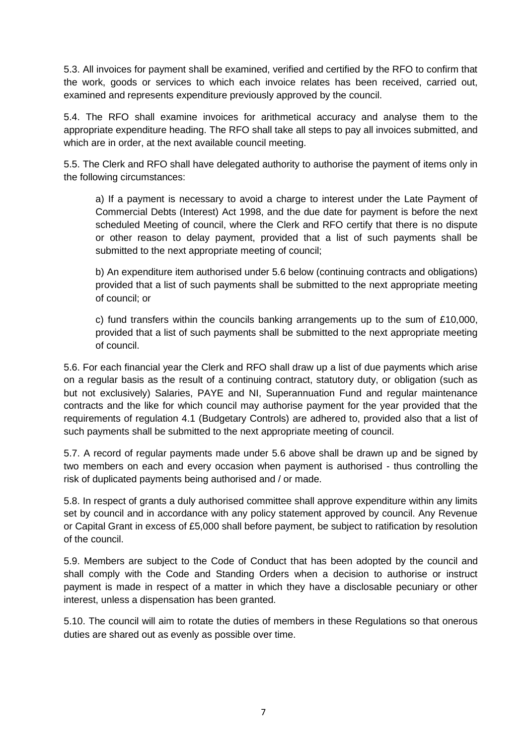5.3. All invoices for payment shall be examined, verified and certified by the RFO to confirm that the work, goods or services to which each invoice relates has been received, carried out, examined and represents expenditure previously approved by the council.

5.4. The RFO shall examine invoices for arithmetical accuracy and analyse them to the appropriate expenditure heading. The RFO shall take all steps to pay all invoices submitted, and which are in order, at the next available council meeting.

5.5. The Clerk and RFO shall have delegated authority to authorise the payment of items only in the following circumstances:

> a) If a payment is necessary to avoid a charge to interest under the Late Payment of Commercial Debts (Interest) Act 1998, and the due date for payment is before the next scheduled Meeting of council, where the Clerk and RFO certify that there is no dispute or other reason to delay payment, provided that a list of such payments shall be submitted to the next appropriate meeting of council;
>
> b) An expenditure item authorised under 5.6 below (continuing contracts and obligations) provided that a list of such payments shall be submitted to the next appropriate meeting of council; or
>
> c) fund transfers within the councils banking arrangements up to the sum of £10,000, provided that a list of such payments shall be submitted to the next appropriate meeting of council.

5.6. For each financial year the Clerk and RFO shall draw up a list of due payments which arise on a regular basis as the result of a continuing contract, statutory duty, or obligation (such as but not exclusively) Salaries, PAYE and NI, Superannuation Fund and regular maintenance contracts and the like for which council may authorise payment for the year provided that the requirements of regulation 4.1 (Budgetary Controls) are adhered to, provided also that a list of such payments shall be submitted to the next appropriate meeting of council.

5.7. A record of regular payments made under 5.6 above shall be drawn up and be signed by two members on each and every occasion when payment is authorised - thus controlling the risk of duplicated payments being authorised and / or made.

5.8. In respect of grants a duly authorised committee shall approve expenditure within any limits set by council and in accordance with any policy statement approved by council. Any Revenue or Capital Grant in excess of £5,000 shall before payment, be subject to ratification by resolution of the council.

5.9. Members are subject to the Code of Conduct that has been adopted by the council and shall comply with the Code and Standing Orders when a decision to authorise or instruct payment is made in respect of a matter in which they have a disclosable pecuniary or other interest, unless a dispensation has been granted.

5.10. The council will aim to rotate the duties of members in these Regulations so that onerous duties are shared out as evenly as possible over time.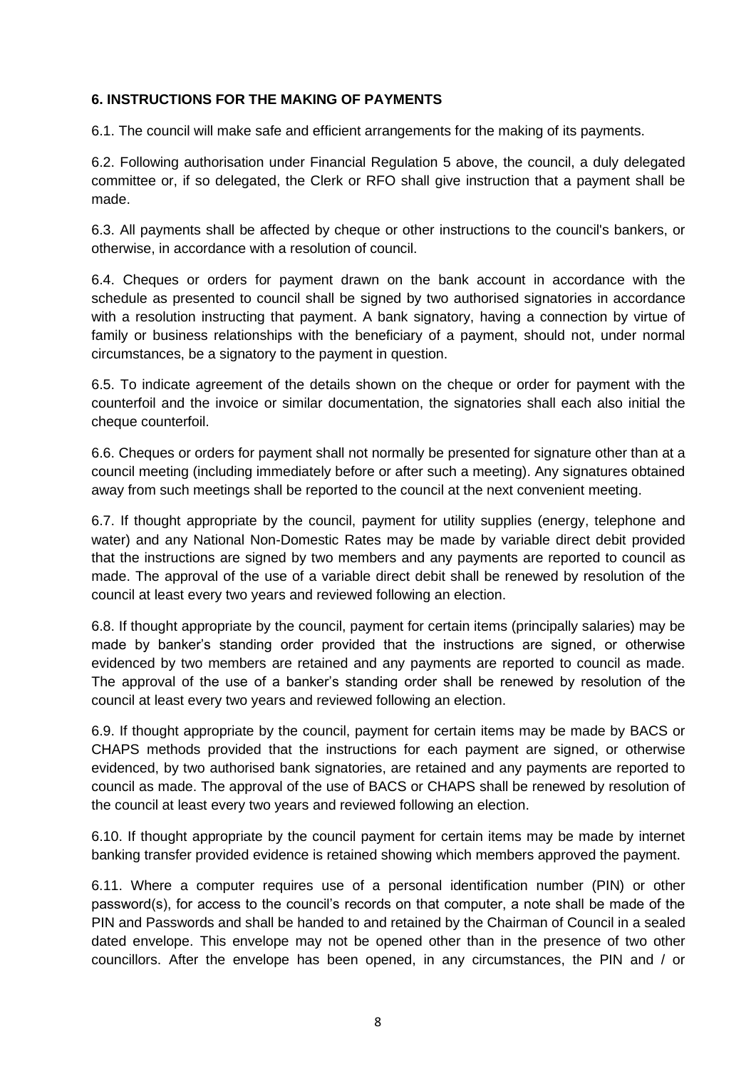**6. INSTRUCTIONS FOR THE MAKING OF PAYMENTS**

6.1. The council will make safe and efficient arrangements for the making of its payments.

6.2. Following authorisation under Financial Regulation 5 above, the council, a duly delegated committee or, if so delegated, the Clerk or RFO shall give instruction that a payment shall be made.

6.3. All payments shall be affected by cheque or other instructions to the council's bankers, or otherwise, in accordance with a resolution of council.

6.4. Cheques or orders for payment drawn on the bank account in accordance with the schedule as presented to council shall be signed by two authorised signatories in accordance with a resolution instructing that payment. A bank signatory, having a connection by virtue of family or business relationships with the beneficiary of a payment, should not, under normal circumstances, be a signatory to the payment in question.

6.5. To indicate agreement of the details shown on the cheque or order for payment with the counterfoil and the invoice or similar documentation, the signatories shall each also initial the cheque counterfoil.

6.6. Cheques or orders for payment shall not normally be presented for signature other than at a council meeting (including immediately before or after such a meeting). Any signatures obtained away from such meetings shall be reported to the council at the next convenient meeting.

6.7. If thought appropriate by the council, payment for utility supplies (energy, telephone and water) and any National Non-Domestic Rates may be made by variable direct debit provided that the instructions are signed by two members and any payments are reported to council as made. The approval of the use of a variable direct debit shall be renewed by resolution of the council at least every two years and reviewed following an election.

6.8. If thought appropriate by the council, payment for certain items (principally salaries) may be made by banker's standing order provided that the instructions are signed, or otherwise evidenced by two members are retained and any payments are reported to council as made. The approval of the use of a banker's standing order shall be renewed by resolution of the council at least every two years and reviewed following an election.

6.9. If thought appropriate by the council, payment for certain items may be made by BACS or CHAPS methods provided that the instructions for each payment are signed, or otherwise evidenced, by two authorised bank signatories, are retained and any payments are reported to council as made. The approval of the use of BACS or CHAPS shall be renewed by resolution of the council at least every two years and reviewed following an election.

6.10. If thought appropriate by the council payment for certain items may be made by internet banking transfer provided evidence is retained showing which members approved the payment.

6.11. Where a computer requires use of a personal identification number (PIN) or other password(s), for access to the council's records on that computer, a note shall be made of the PIN and Passwords and shall be handed to and retained by the Chairman of Council in a sealed dated envelope. This envelope may not be opened other than in the presence of two other councillors. After the envelope has been opened, in any circumstances, the PIN and / or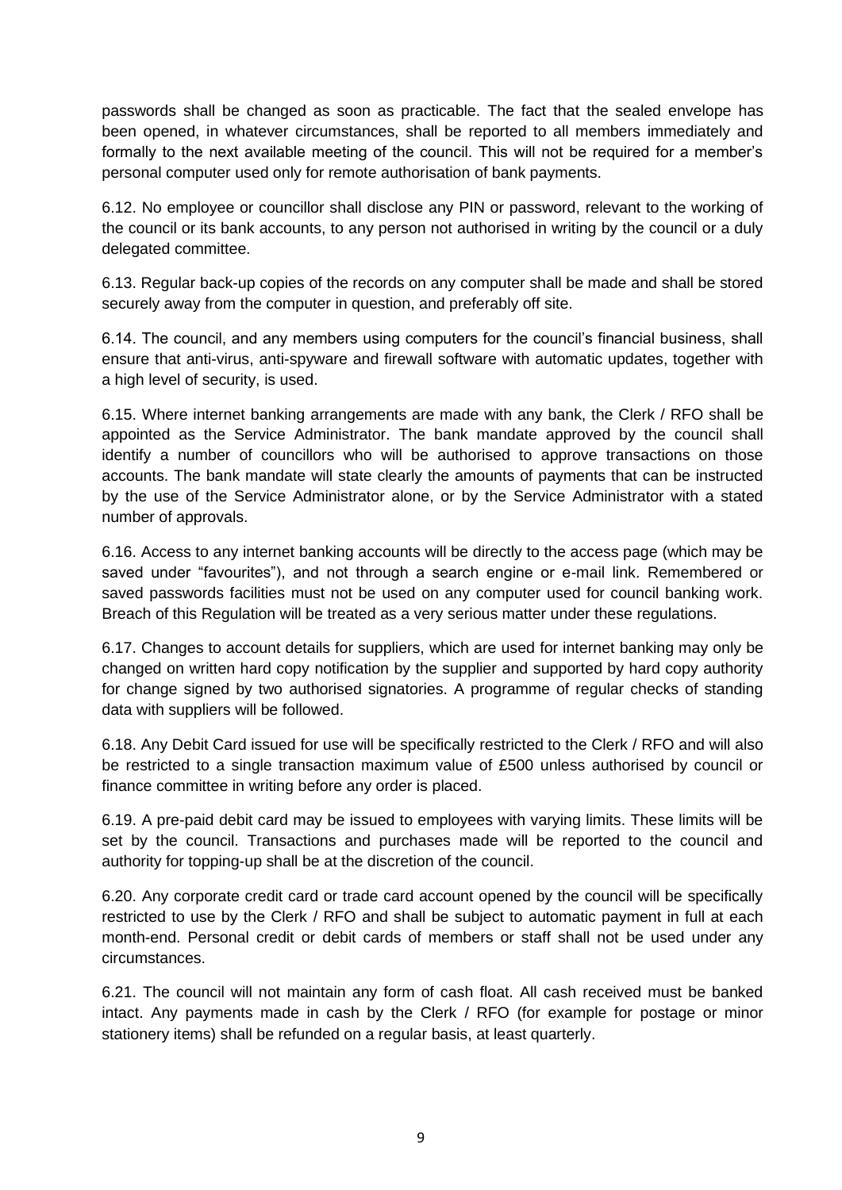passwords shall be changed as soon as practicable. The fact that the sealed envelope has been opened, in whatever circumstances, shall be reported to all members immediately and formally to the next available meeting of the council. This will not be required for a member's personal computer used only for remote authorisation of bank payments.

6.12. No employee or councillor shall disclose any PIN or password, relevant to the working of the council or its bank accounts, to any person not authorised in writing by the council or a duly delegated committee.

6.13. Regular back-up copies of the records on any computer shall be made and shall be stored securely away from the computer in question, and preferably off site.

6.14. The council, and any members using computers for the council's financial business, shall ensure that anti-virus, anti-spyware and firewall software with automatic updates, together with a high level of security, is used.

6.15. Where internet banking arrangements are made with any bank, the Clerk / RFO shall be appointed as the Service Administrator. The bank mandate approved by the council shall identify a number of councillors who will be authorised to approve transactions on those accounts. The bank mandate will state clearly the amounts of payments that can be instructed by the use of the Service Administrator alone, or by the Service Administrator with a stated number of approvals.

6.16. Access to any internet banking accounts will be directly to the access page (which may be saved under "favourites"), and not through a search engine or e-mail link. Remembered or saved passwords facilities must not be used on any computer used for council banking work. Breach of this Regulation will be treated as a very serious matter under these regulations.

6.17. Changes to account details for suppliers, which are used for internet banking may only be changed on written hard copy notification by the supplier and supported by hard copy authority for change signed by two authorised signatories. A programme of regular checks of standing data with suppliers will be followed.

6.18. Any Debit Card issued for use will be specifically restricted to the Clerk / RFO and will also be restricted to a single transaction maximum value of £500 unless authorised by council or finance committee in writing before any order is placed.

6.19. A pre-paid debit card may be issued to employees with varying limits. These limits will be set by the council. Transactions and purchases made will be reported to the council and authority for topping-up shall be at the discretion of the council.

6.20. Any corporate credit card or trade card account opened by the council will be specifically restricted to use by the Clerk / RFO and shall be subject to automatic payment in full at each month-end. Personal credit or debit cards of members or staff shall not be used under any circumstances.

6.21. The council will not maintain any form of cash float. All cash received must be banked intact. Any payments made in cash by the Clerk / RFO (for example for postage or minor stationery items) shall be refunded on a regular basis, at least quarterly.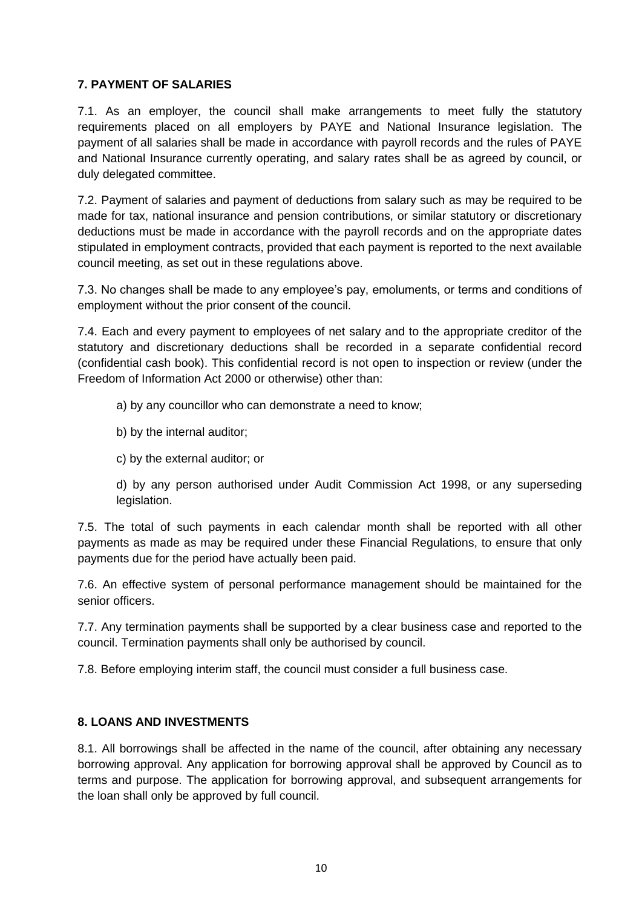## 7. PAYMENT OF SALARIES

7.1. As an employer, the council shall make arrangements to meet fully the statutory requirements placed on all employers by PAYE and National Insurance legislation. The payment of all salaries shall be made in accordance with payroll records and the rules of PAYE and National Insurance currently operating, and salary rates shall be as agreed by council, or duly delegated committee.

7.2. Payment of salaries and payment of deductions from salary such as may be required to be made for tax, national insurance and pension contributions, or similar statutory or discretionary deductions must be made in accordance with the payroll records and on the appropriate dates stipulated in employment contracts, provided that each payment is reported to the next available council meeting, as set out in these regulations above.

7.3. No changes shall be made to any employee's pay, emoluments, or terms and conditions of employment without the prior consent of the council.

7.4. Each and every payment to employees of net salary and to the appropriate creditor of the statutory and discretionary deductions shall be recorded in a separate confidential record (confidential cash book). This confidential record is not open to inspection or review (under the Freedom of Information Act 2000 or otherwise) other than:

a) by any councillor who can demonstrate a need to know;

b) by the internal auditor;

c) by the external auditor; or

d) by any person authorised under Audit Commission Act 1998, or any superseding legislation.

7.5. The total of such payments in each calendar month shall be reported with all other payments as made as may be required under these Financial Regulations, to ensure that only payments due for the period have actually been paid.

7.6. An effective system of personal performance management should be maintained for the senior officers.

7.7. Any termination payments shall be supported by a clear business case and reported to the council. Termination payments shall only be authorised by council.

7.8. Before employing interim staff, the council must consider a full business case.

## 8. LOANS AND INVESTMENTS

8.1. All borrowings shall be affected in the name of the council, after obtaining any necessary borrowing approval. Any application for borrowing approval shall be approved by Council as to terms and purpose. The application for borrowing approval, and subsequent arrangements for the loan shall only be approved by full council.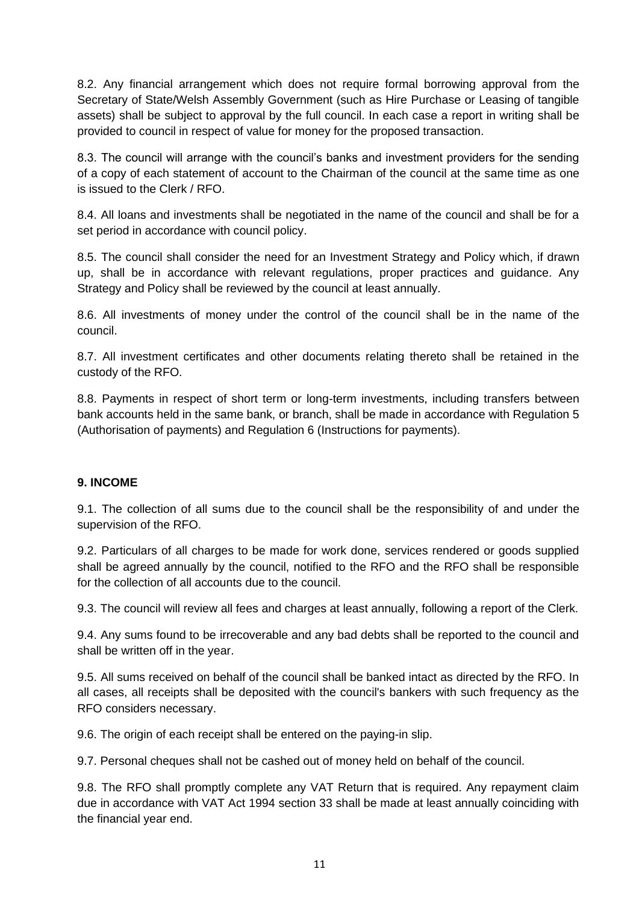8.2. Any financial arrangement which does not require formal borrowing approval from the Secretary of State/Welsh Assembly Government (such as Hire Purchase or Leasing of tangible assets) shall be subject to approval by the full council. In each case a report in writing shall be provided to council in respect of value for money for the proposed transaction.

8.3. The council will arrange with the council's banks and investment providers for the sending of a copy of each statement of account to the Chairman of the council at the same time as one is issued to the Clerk / RFO.

8.4. All loans and investments shall be negotiated in the name of the council and shall be for a set period in accordance with council policy.

8.5. The council shall consider the need for an Investment Strategy and Policy which, if drawn up, shall be in accordance with relevant regulations, proper practices and guidance. Any Strategy and Policy shall be reviewed by the council at least annually.

8.6. All investments of money under the control of the council shall be in the name of the council.

8.7. All investment certificates and other documents relating thereto shall be retained in the custody of the RFO.

8.8. Payments in respect of short term or long-term investments, including transfers between bank accounts held in the same bank, or branch, shall be made in accordance with Regulation 5 (Authorisation of payments) and Regulation 6 (Instructions for payments).

## 9. INCOME

9.1. The collection of all sums due to the council shall be the responsibility of and under the supervision of the RFO.

9.2. Particulars of all charges to be made for work done, services rendered or goods supplied shall be agreed annually by the council, notified to the RFO and the RFO shall be responsible for the collection of all accounts due to the council.

9.3. The council will review all fees and charges at least annually, following a report of the Clerk.

9.4. Any sums found to be irrecoverable and any bad debts shall be reported to the council and shall be written off in the year.

9.5. All sums received on behalf of the council shall be banked intact as directed by the RFO. In all cases, all receipts shall be deposited with the council's bankers with such frequency as the RFO considers necessary.

9.6. The origin of each receipt shall be entered on the paying-in slip.

9.7. Personal cheques shall not be cashed out of money held on behalf of the council.

9.8. The RFO shall promptly complete any VAT Return that is required. Any repayment claim due in accordance with VAT Act 1994 section 33 shall be made at least annually coinciding with the financial year end.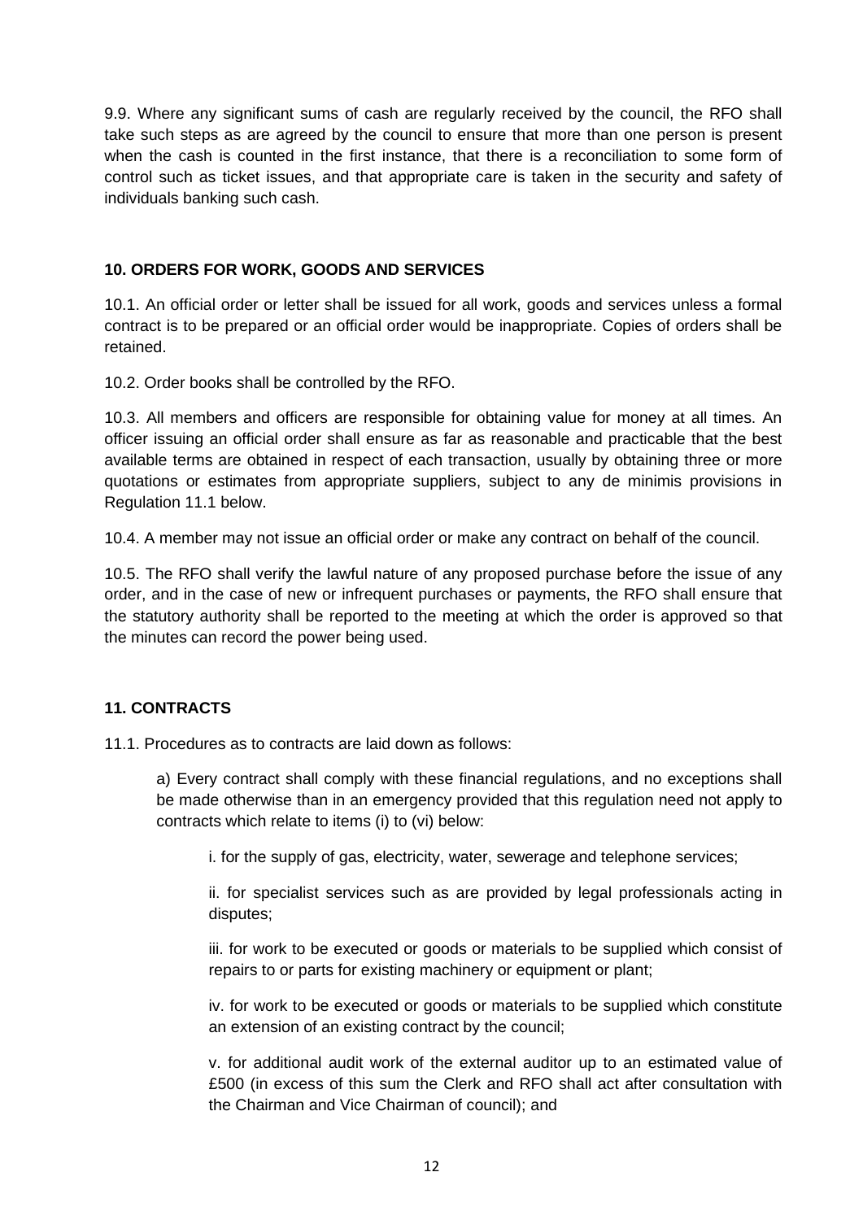9.9. Where any significant sums of cash are regularly received by the council, the RFO shall take such steps as are agreed by the council to ensure that more than one person is present when the cash is counted in the first instance, that there is a reconciliation to some form of control such as ticket issues, and that appropriate care is taken in the security and safety of individuals banking such cash.

## 10. ORDERS FOR WORK, GOODS AND SERVICES

10.1. An official order or letter shall be issued for all work, goods and services unless a formal contract is to be prepared or an official order would be inappropriate. Copies of orders shall be retained.

10.2. Order books shall be controlled by the RFO.

10.3. All members and officers are responsible for obtaining value for money at all times. An officer issuing an official order shall ensure as far as reasonable and practicable that the best available terms are obtained in respect of each transaction, usually by obtaining three or more quotations or estimates from appropriate suppliers, subject to any de minimis provisions in Regulation 11.1 below.

10.4. A member may not issue an official order or make any contract on behalf of the council.

10.5. The RFO shall verify the lawful nature of any proposed purchase before the issue of any order, and in the case of new or infrequent purchases or payments, the RFO shall ensure that the statutory authority shall be reported to the meeting at which the order is approved so that the minutes can record the power being used.

## 11. CONTRACTS

11.1. Procedures as to contracts are laid down as follows:

a) Every contract shall comply with these financial regulations, and no exceptions shall be made otherwise than in an emergency provided that this regulation need not apply to contracts which relate to items (i) to (vi) below:

i. for the supply of gas, electricity, water, sewerage and telephone services;

ii. for specialist services such as are provided by legal professionals acting in disputes;

iii. for work to be executed or goods or materials to be supplied which consist of repairs to or parts for existing machinery or equipment or plant;

iv. for work to be executed or goods or materials to be supplied which constitute an extension of an existing contract by the council;

v. for additional audit work of the external auditor up to an estimated value of £500 (in excess of this sum the Clerk and RFO shall act after consultation with the Chairman and Vice Chairman of council); and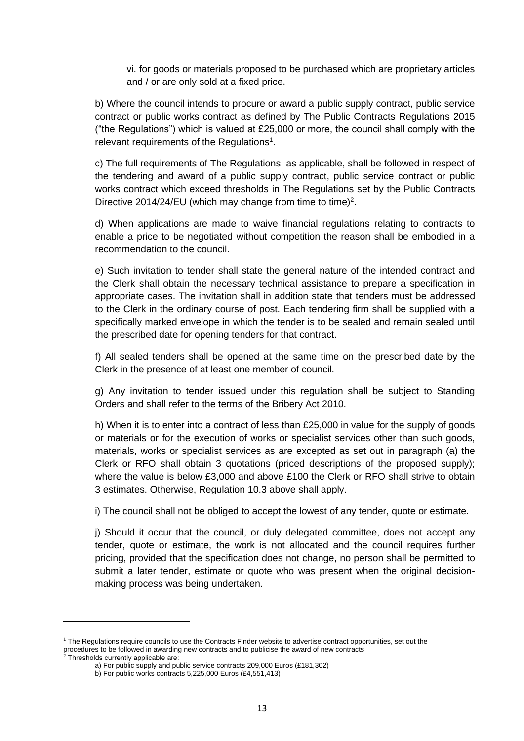vi. for goods or materials proposed to be purchased which are proprietary articles and / or are only sold at a fixed price.

b) Where the council intends to procure or award a public supply contract, public service contract or public works contract as defined by The Public Contracts Regulations 2015 ("the Regulations") which is valued at £25,000 or more, the council shall comply with the relevant requirements of the Regulations[1].

c) The full requirements of The Regulations, as applicable, shall be followed in respect of the tendering and award of a public supply contract, public service contract or public works contract which exceed thresholds in The Regulations set by the Public Contracts Directive 2014/24/EU (which may change from time to time)[2].

d) When applications are made to waive financial regulations relating to contracts to enable a price to be negotiated without competition the reason shall be embodied in a recommendation to the council.

e) Such invitation to tender shall state the general nature of the intended contract and the Clerk shall obtain the necessary technical assistance to prepare a specification in appropriate cases. The invitation shall in addition state that tenders must be addressed to the Clerk in the ordinary course of post. Each tendering firm shall be supplied with a specifically marked envelope in which the tender is to be sealed and remain sealed until the prescribed date for opening tenders for that contract.

f) All sealed tenders shall be opened at the same time on the prescribed date by the Clerk in the presence of at least one member of council.

g) Any invitation to tender issued under this regulation shall be subject to Standing Orders and shall refer to the terms of the Bribery Act 2010.

h) When it is to enter into a contract of less than £25,000 in value for the supply of goods or materials or for the execution of works or specialist services other than such goods, materials, works or specialist services as are excepted as set out in paragraph (a) the Clerk or RFO shall obtain 3 quotations (priced descriptions of the proposed supply); where the value is below £3,000 and above £100 the Clerk or RFO shall strive to obtain 3 estimates. Otherwise, Regulation 10.3 above shall apply.

i) The council shall not be obliged to accept the lowest of any tender, quote or estimate.

j) Should it occur that the council, or duly delegated committee, does not accept any tender, quote or estimate, the work is not allocated and the council requires further pricing, provided that the specification does not change, no person shall be permitted to submit a later tender, estimate or quote who was present when the original decision-making process was being undertaken.

---

[1] The Regulations require councils to use the Contracts Finder website to advertise contract opportunities, set out the procedures to be followed in awarding new contracts and to publicise the award of new contracts

[2] Thresholds currently applicable are:

a) For public supply and public service contracts 209,000 Euros (£181,302)

b) For public works contracts 5,225,000 Euros (£4,551,413)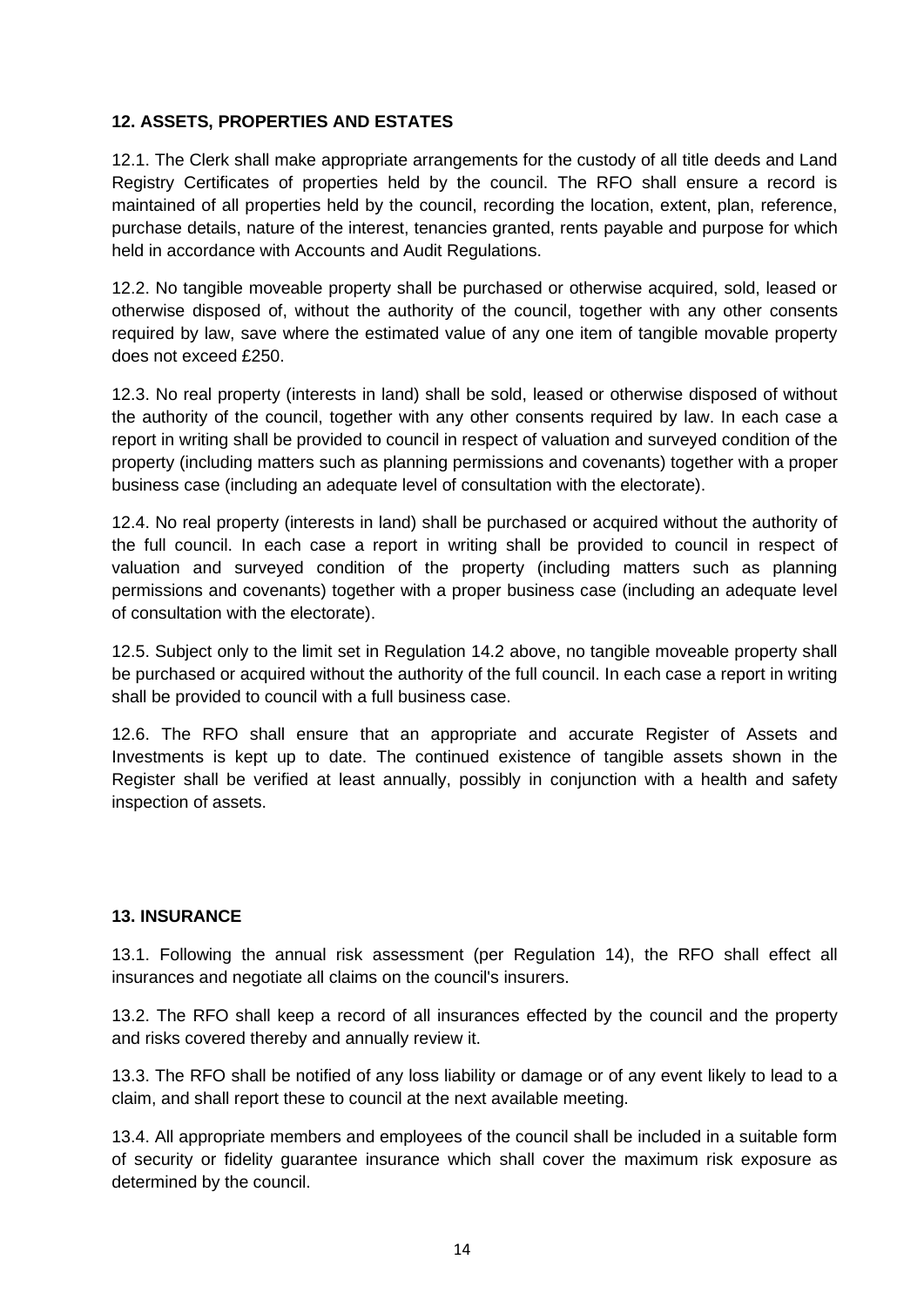**12. ASSETS, PROPERTIES AND ESTATES**

12.1. The Clerk shall make appropriate arrangements for the custody of all title deeds and Land Registry Certificates of properties held by the council. The RFO shall ensure a record is maintained of all properties held by the council, recording the location, extent, plan, reference, purchase details, nature of the interest, tenancies granted, rents payable and purpose for which held in accordance with Accounts and Audit Regulations.

12.2. No tangible moveable property shall be purchased or otherwise acquired, sold, leased or otherwise disposed of, without the authority of the council, together with any other consents required by law, save where the estimated value of any one item of tangible movable property does not exceed £250.

12.3. No real property (interests in land) shall be sold, leased or otherwise disposed of without the authority of the council, together with any other consents required by law. In each case a report in writing shall be provided to council in respect of valuation and surveyed condition of the property (including matters such as planning permissions and covenants) together with a proper business case (including an adequate level of consultation with the electorate).

12.4. No real property (interests in land) shall be purchased or acquired without the authority of the full council. In each case a report in writing shall be provided to council in respect of valuation and surveyed condition of the property (including matters such as planning permissions and covenants) together with a proper business case (including an adequate level of consultation with the electorate).

12.5. Subject only to the limit set in Regulation 14.2 above, no tangible moveable property shall be purchased or acquired without the authority of the full council. In each case a report in writing shall be provided to council with a full business case.

12.6. The RFO shall ensure that an appropriate and accurate Register of Assets and Investments is kept up to date. The continued existence of tangible assets shown in the Register shall be verified at least annually, possibly in conjunction with a health and safety inspection of assets.

**13. INSURANCE**

13.1. Following the annual risk assessment (per Regulation 14), the RFO shall effect all insurances and negotiate all claims on the council's insurers.

13.2. The RFO shall keep a record of all insurances effected by the council and the property and risks covered thereby and annually review it.

13.3. The RFO shall be notified of any loss liability or damage or of any event likely to lead to a claim, and shall report these to council at the next available meeting.

13.4. All appropriate members and employees of the council shall be included in a suitable form of security or fidelity guarantee insurance which shall cover the maximum risk exposure as determined by the council.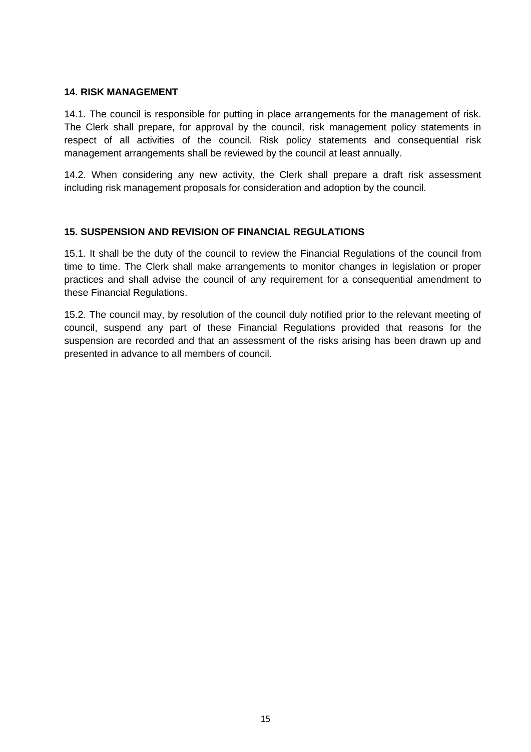## 14. RISK MANAGEMENT

14.1. The council is responsible for putting in place arrangements for the management of risk. The Clerk shall prepare, for approval by the council, risk management policy statements in respect of all activities of the council. Risk policy statements and consequential risk management arrangements shall be reviewed by the council at least annually.

14.2. When considering any new activity, the Clerk shall prepare a draft risk assessment including risk management proposals for consideration and adoption by the council.

## 15. SUSPENSION AND REVISION OF FINANCIAL REGULATIONS

15.1. It shall be the duty of the council to review the Financial Regulations of the council from time to time. The Clerk shall make arrangements to monitor changes in legislation or proper practices and shall advise the council of any requirement for a consequential amendment to these Financial Regulations.

15.2. The council may, by resolution of the council duly notified prior to the relevant meeting of council, suspend any part of these Financial Regulations provided that reasons for the suspension are recorded and that an assessment of the risks arising has been drawn up and presented in advance to all members of council.